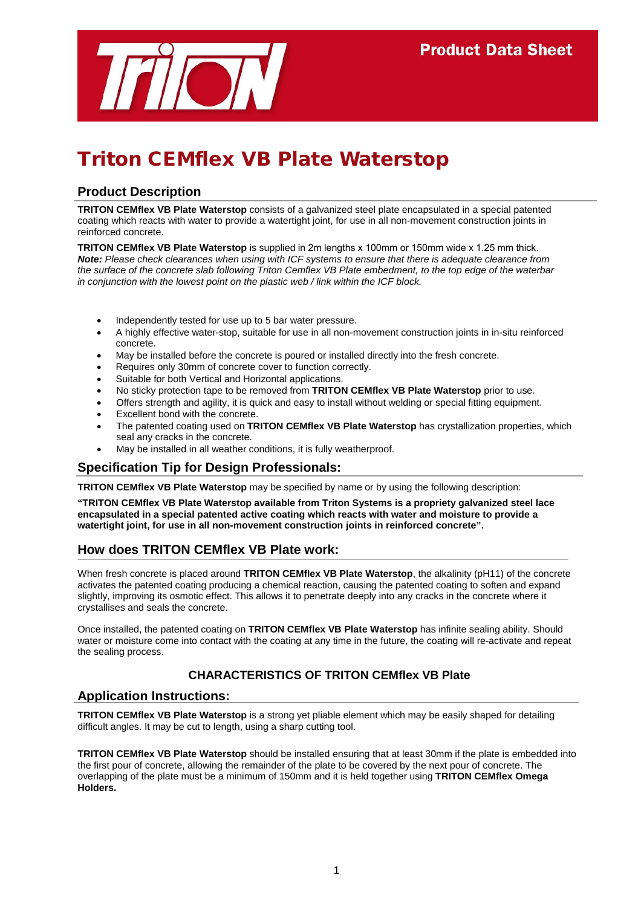Product Data Sheet

# Triton CEMflex VB Plate Waterstop

## Product Description

**TRITON CEMflex VB Plate Waterstop** consists of a galvanized steel plate encapsulated in a special patented coating which reacts with water to provide a watertight joint, for use in all non-movement construction joints in reinforced concrete.

**TRITON CEMflex VB Plate Waterstop** is supplied in 2m lengths x 100mm or 150mm wide x 1.25 mm thick.
***Note:*** *Please check clearances when using with ICF systems to ensure that there is adequate clearance from the surface of the concrete slab following Triton Cemflex VB Plate embedment, to the top edge of the waterbar in conjunction with the lowest point on the plastic web / link within the ICF block.*

- Independently tested for use up to 5 bar water pressure.
- A highly effective water-stop, suitable for use in all non-movement construction joints in in-situ reinforced concrete.
- May be installed before the concrete is poured or installed directly into the fresh concrete.
- Requires only 30mm of concrete cover to function correctly.
- Suitable for both Vertical and Horizontal applications.
- No sticky protection tape to be removed from **TRITON CEMflex VB Plate Waterstop** prior to use.
- Offers strength and agility, it is quick and easy to install without welding or special fitting equipment.
- Excellent bond with the concrete.
- The patented coating used on **TRITON CEMflex VB Plate Waterstop** has crystallization properties, which seal any cracks in the concrete.
- May be installed in all weather conditions, it is fully weatherproof.

## Specification Tip for Design Professionals:

**TRITON CEMflex VB Plate Waterstop** may be specified by name or by using the following description:

**"TRITON CEMflex VB Plate Waterstop available from Triton Systems is a propriety galvanized steel lace encapsulated in a special patented active coating which reacts with water and moisture to provide a watertight joint, for use in all non-movement construction joints in reinforced concrete".**

## How does TRITON CEMflex VB Plate work:

When fresh concrete is placed around **TRITON CEMflex VB Plate Waterstop**, the alkalinity (pH11) of the concrete activates the patented coating producing a chemical reaction, causing the patented coating to soften and expand slightly, improving its osmotic effect. This allows it to penetrate deeply into any cracks in the concrete where it crystallises and seals the concrete.

Once installed, the patented coating on **TRITON CEMflex VB Plate Waterstop** has infinite sealing ability. Should water or moisture come into contact with the coating at any time in the future, the coating will re-activate and repeat the sealing process.

### CHARACTERISTICS OF TRITON CEMflex VB Plate

## Application Instructions:

**TRITON CEMflex VB Plate Waterstop** is a strong yet pliable element which may be easily shaped for detailing difficult angles. It may be cut to length, using a sharp cutting tool.

**TRITON CEMflex VB Plate Waterstop** should be installed ensuring that at least 30mm if the plate is embedded into the first pour of concrete, allowing the remainder of the plate to be covered by the next pour of concrete. The overlapping of the plate must be a minimum of 150mm and it is held together using **TRITON CEMflex Omega Holders.**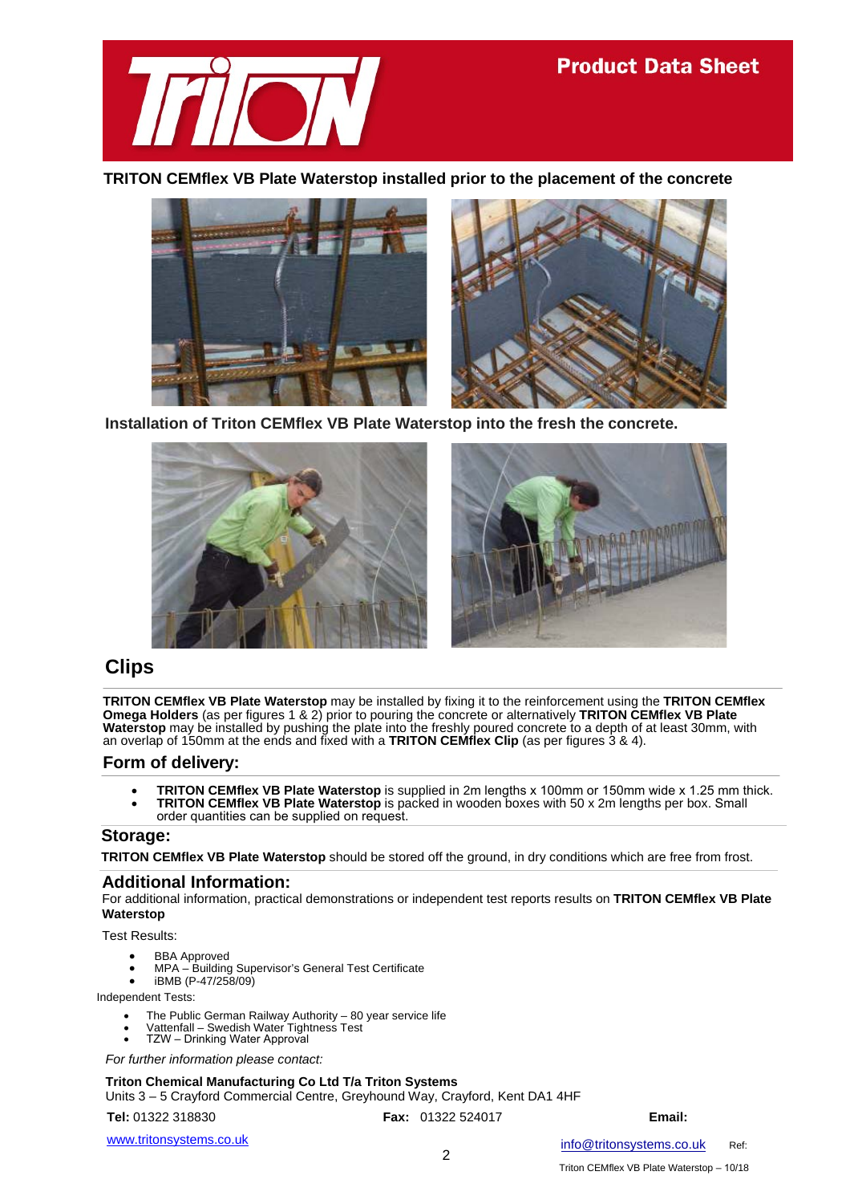**TRITON CEMflex VB Plate Waterstop installed prior to the placement of the concrete**

**Installation of Triton CEMflex VB Plate Waterstop into the fresh the concrete.**

## Clips

**TRITON CEMflex VB Plate Waterstop** may be installed by fixing it to the reinforcement using the **TRITON CEMflex Omega Holders** (as per figures 1 & 2) prior to pouring the concrete or alternatively **TRITON CEMflex VB Plate Waterstop** may be installed by pushing the plate into the freshly poured concrete to a depth of at least 30mm, with an overlap of 150mm at the ends and fixed with a **TRITON CEMflex Clip** (as per figures 3 & 4).

## Form of delivery:

- **TRITON CEMflex VB Plate Waterstop** is supplied in 2m lengths x 100mm or 150mm wide x 1.25 mm thick.
- **TRITON CEMflex VB Plate Waterstop** is packed in wooden boxes with 50 x 2m lengths per box. Small order quantities can be supplied on request.

## Storage:

**TRITON CEMflex VB Plate Waterstop** should be stored off the ground, in dry conditions which are free from frost.

## Additional Information:

For additional information, practical demonstrations or independent test reports results on **TRITON CEMflex VB Plate Waterstop**

Test Results:

- BBA Approved
- MPA – Building Supervisor's General Test Certificate
- iBMB (P-47/258/09)

Independent Tests:

- The Public German Railway Authority – 80 year service life
- Vattenfall – Swedish Water Tightness Test
- TZW – Drinking Water Approval

*For further information please contact:*

**Triton Chemical Manufacturing Co Ltd T/a Triton Systems**
Units 3 – 5 Crayford Commercial Centre, Greyhound Way, Crayford, Kent DA1 4HF

**Tel:** 01322 318830 **Fax:** 01322 524017 **Email:** info@tritonsystems.co.uk

www.tritonsystems.co.uk

Ref: Triton CEMflex VB Plate Waterstop – 10/18